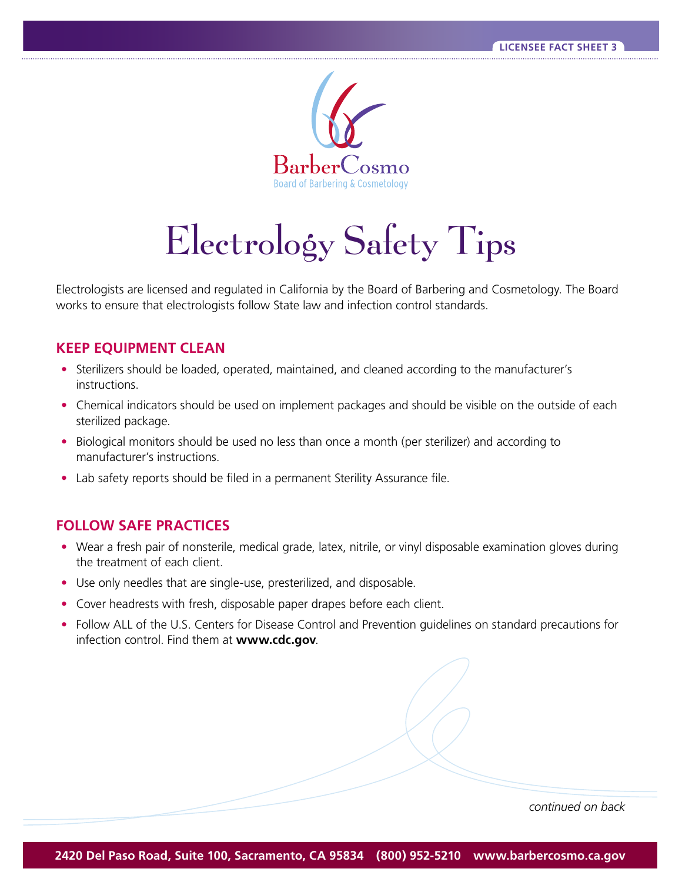LICENSEE FACT SHEET 3

BarberCosmo
Board of Barbering & Cosmetology

# Electrology Safety Tips

Electrologists are licensed and regulated in California by the Board of Barbering and Cosmetology. The Board works to ensure that electrologists follow State law and infection control standards.

## KEEP EQUIPMENT CLEAN

- Sterilizers should be loaded, operated, maintained, and cleaned according to the manufacturer's instructions.
- Chemical indicators should be used on implement packages and should be visible on the outside of each sterilized package.
- Biological monitors should be used no less than once a month (per sterilizer) and according to manufacturer's instructions.
- Lab safety reports should be filed in a permanent Sterility Assurance file.

## FOLLOW SAFE PRACTICES

- Wear a fresh pair of nonsterile, medical grade, latex, nitrile, or vinyl disposable examination gloves during the treatment of each client.
- Use only needles that are single-use, presterilized, and disposable.
- Cover headrests with fresh, disposable paper drapes before each client.
- Follow ALL of the U.S. Centers for Disease Control and Prevention guidelines on standard precautions for infection control. Find them at **www.cdc.gov**.

*continued on back*

**2420 Del Paso Road, Suite 100, Sacramento, CA 95834 (800) 952-5210 www.barbercosmo.ca.gov**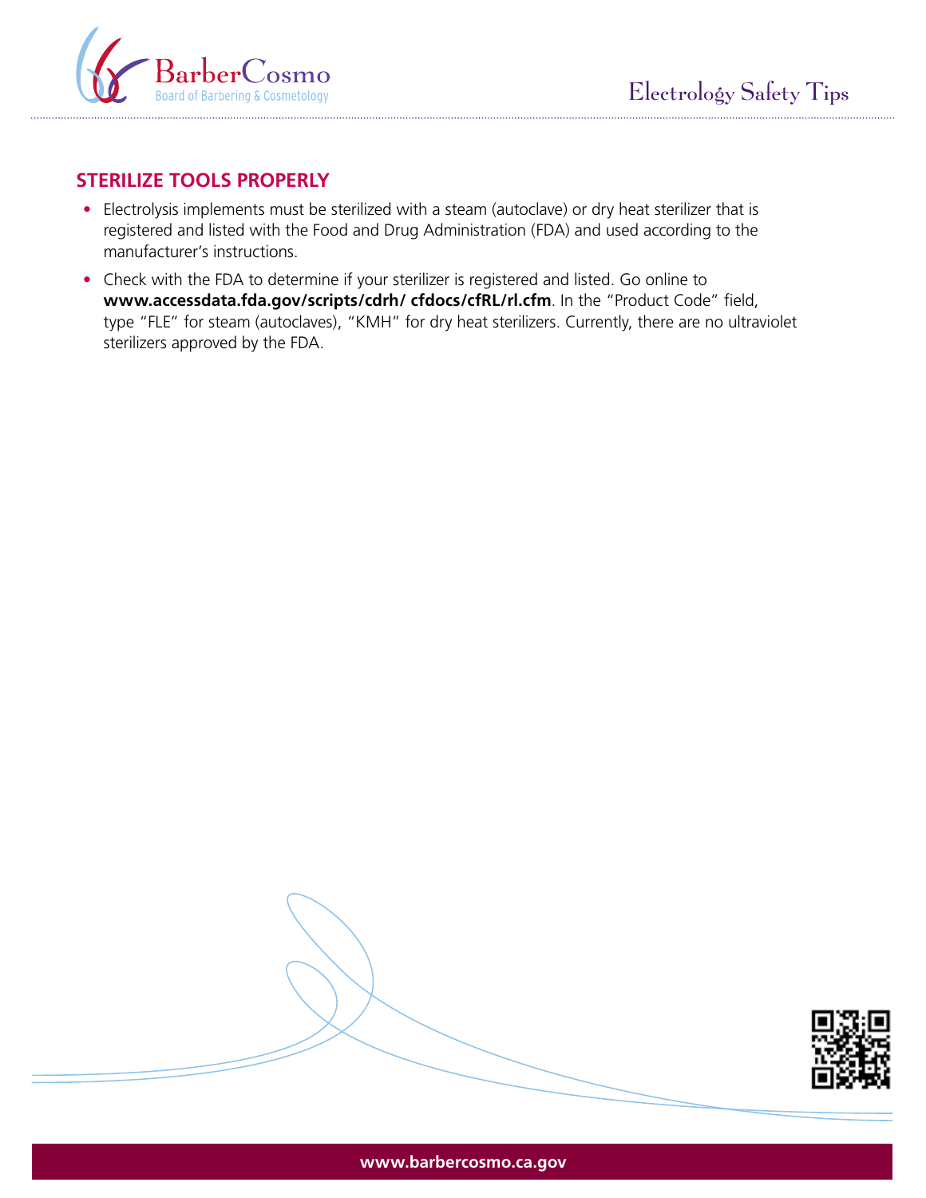## STERILIZE TOOLS PROPERLY

- Electrolysis implements must be sterilized with a steam (autoclave) or dry heat sterilizer that is registered and listed with the Food and Drug Administration (FDA) and used according to the manufacturer's instructions.
- Check with the FDA to determine if your sterilizer is registered and listed. Go online to **www.accessdata.fda.gov/scripts/cdrh/ cfdocs/cfRL/rl.cfm**. In the "Product Code" field, type "FLE" for steam (autoclaves), "KMH" for dry heat sterilizers. Currently, there are no ultraviolet sterilizers approved by the FDA.